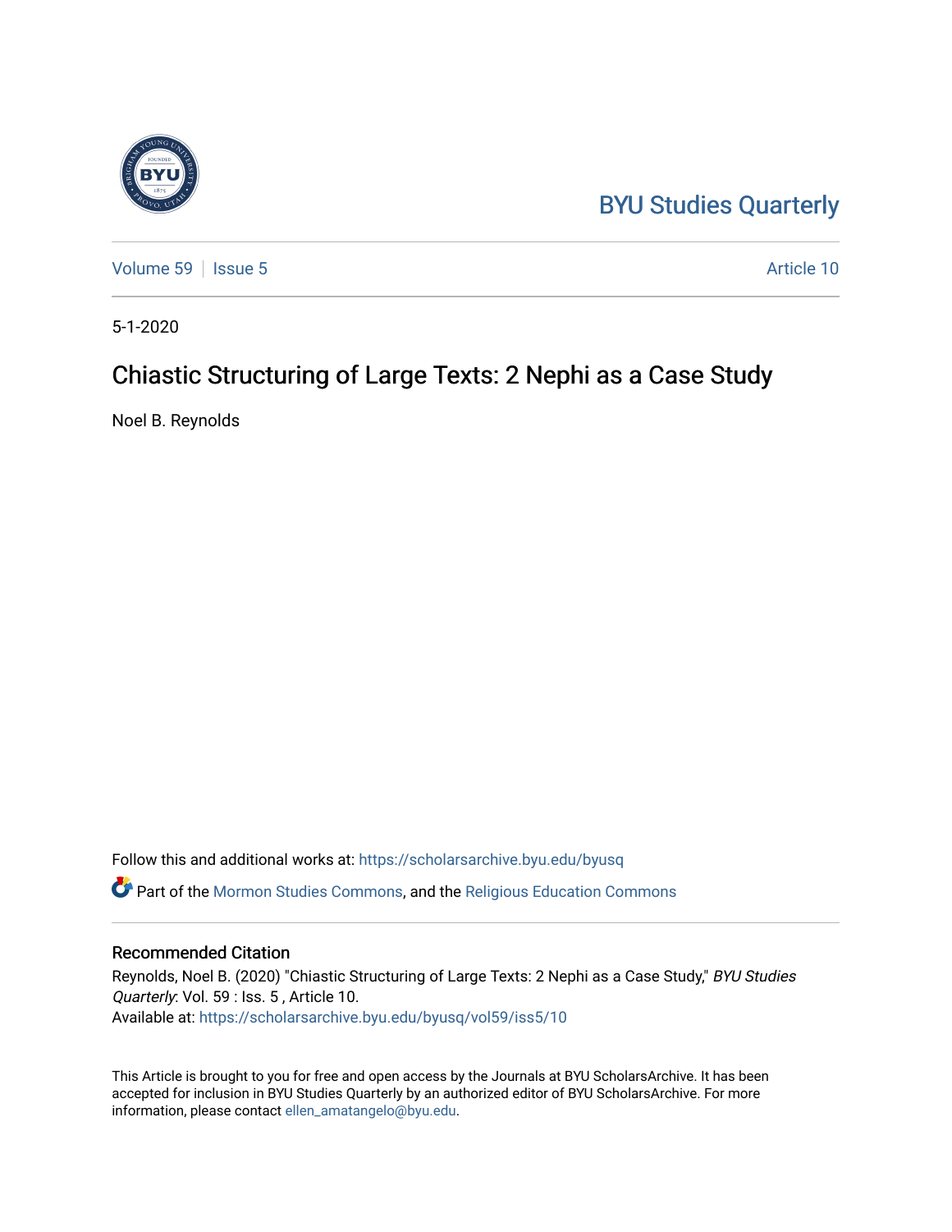BYU Studies Quarterly

Volume 59 | Issue 5 Article 10

5-1-2020

# Chiastic Structuring of Large Texts: 2 Nephi as a Case Study

Noel B. Reynolds

Follow this and additional works at: https://scholarsarchive.byu.edu/byusq

Part of the Mormon Studies Commons, and the Religious Education Commons

## Recommended Citation

Reynolds, Noel B. (2020) "Chiastic Structuring of Large Texts: 2 Nephi as a Case Study," *BYU Studies Quarterly*: Vol. 59 : Iss. 5 , Article 10.
Available at: https://scholarsarchive.byu.edu/byusq/vol59/iss5/10

This Article is brought to you for free and open access by the Journals at BYU ScholarsArchive. It has been accepted for inclusion in BYU Studies Quarterly by an authorized editor of BYU ScholarsArchive. For more information, please contact ellen_amatangelo@byu.edu.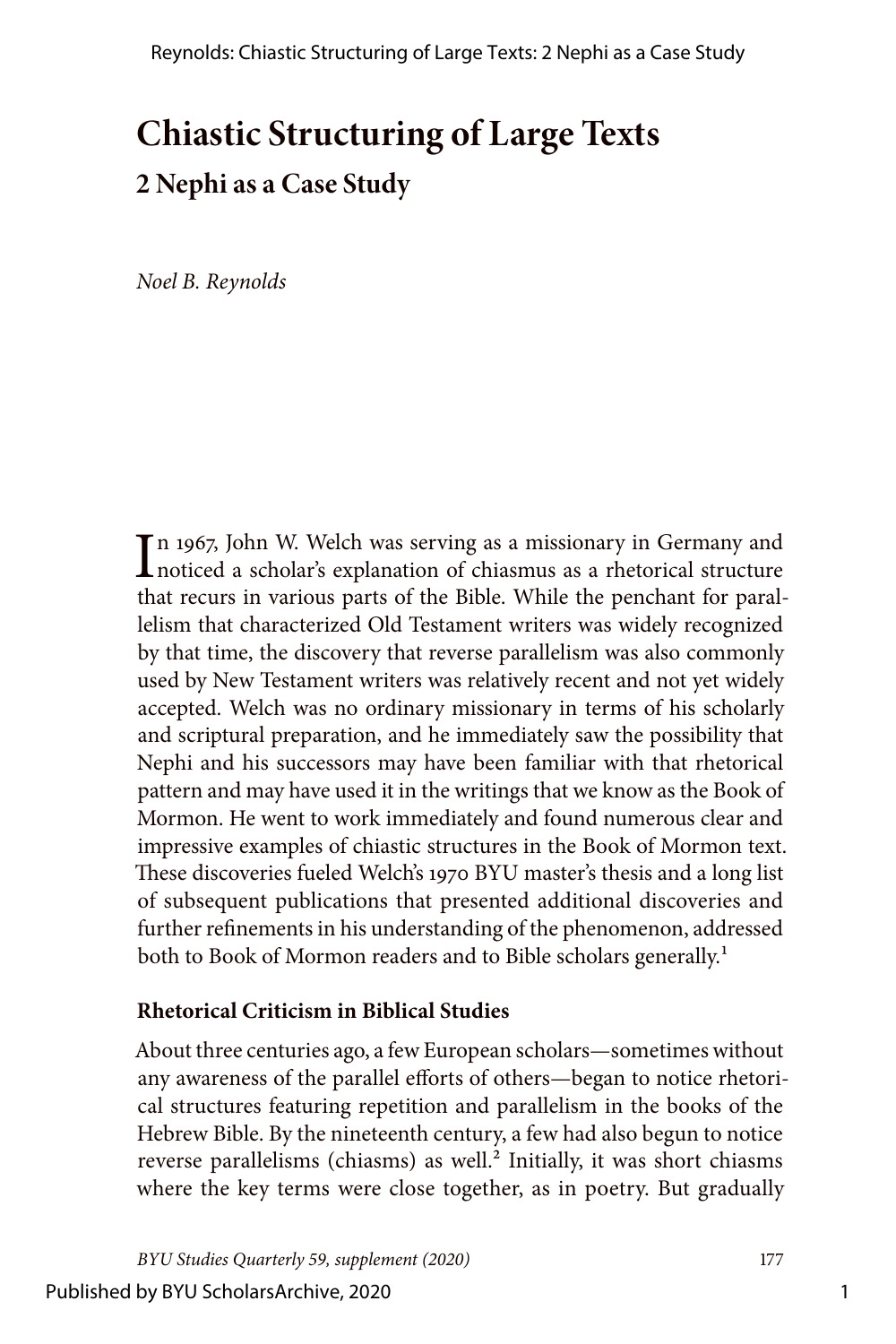# Chiastic Structuring of Large Texts

## 2 Nephi as a Case Study

*Noel B. Reynolds*

In 1967, John W. Welch was serving as a missionary in Germany and noticed a scholar's explanation of chiasmus as a rhetorical structure that recurs in various parts of the Bible. While the penchant for parallelism that characterized Old Testament writers was widely recognized by that time, the discovery that reverse parallelism was also commonly used by New Testament writers was relatively recent and not yet widely accepted. Welch was no ordinary missionary in terms of his scholarly and scriptural preparation, and he immediately saw the possibility that Nephi and his successors may have been familiar with that rhetorical pattern and may have used it in the writings that we know as the Book of Mormon. He went to work immediately and found numerous clear and impressive examples of chiastic structures in the Book of Mormon text. These discoveries fueled Welch's 1970 BYU master's thesis and a long list of subsequent publications that presented additional discoveries and further refinements in his understanding of the phenomenon, addressed both to Book of Mormon readers and to Bible scholars generally.[1]

### Rhetorical Criticism in Biblical Studies

About three centuries ago, a few European scholars—sometimes without any awareness of the parallel efforts of others—began to notice rhetorical structures featuring repetition and parallelism in the books of the Hebrew Bible. By the nineteenth century, a few had also begun to notice reverse parallelisms (chiasms) as well.[2] Initially, it was short chiasms where the key terms were close together, as in poetry. But gradually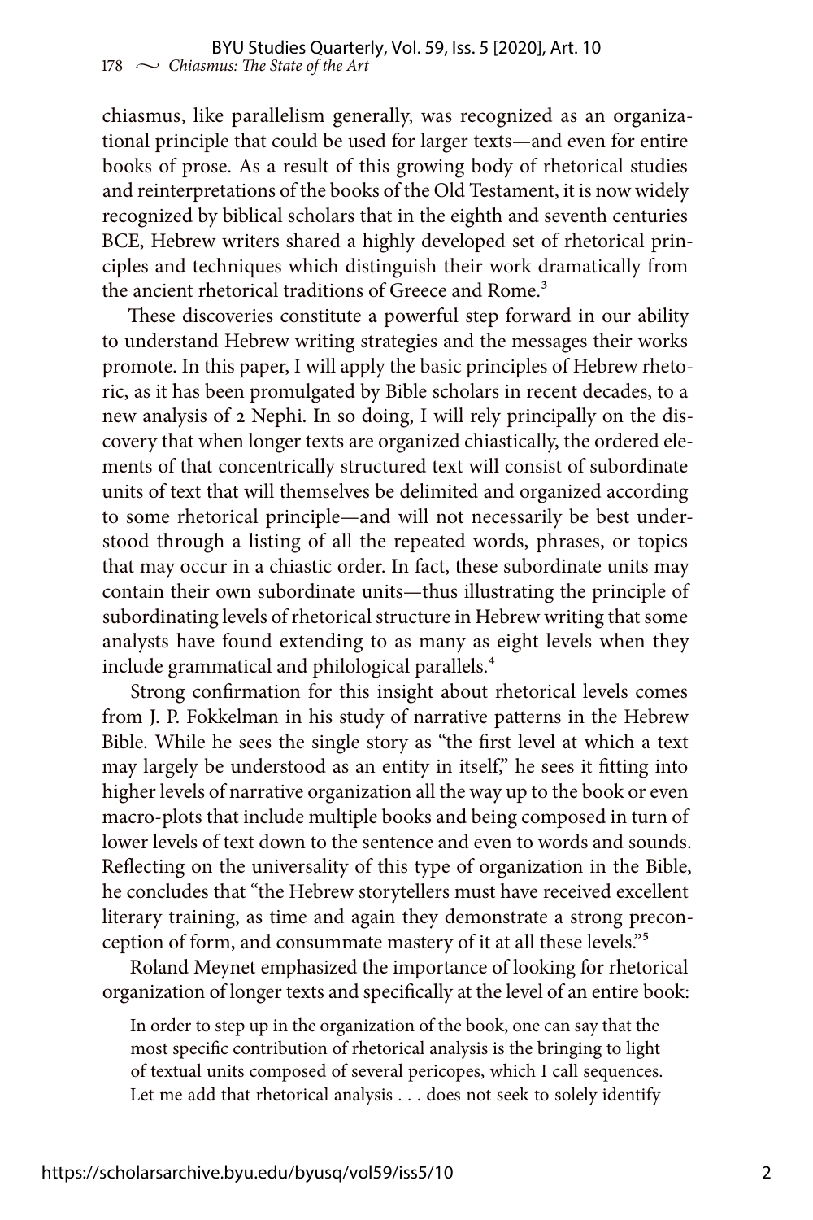chiasmus, like parallelism generally, was recognized as an organizational principle that could be used for larger texts—and even for entire books of prose. As a result of this growing body of rhetorical studies and reinterpretations of the books of the Old Testament, it is now widely recognized by biblical scholars that in the eighth and seventh centuries BCE, Hebrew writers shared a highly developed set of rhetorical principles and techniques which distinguish their work dramatically from the ancient rhetorical traditions of Greece and Rome.[3]

These discoveries constitute a powerful step forward in our ability to understand Hebrew writing strategies and the messages their works promote. In this paper, I will apply the basic principles of Hebrew rhetoric, as it has been promulgated by Bible scholars in recent decades, to a new analysis of 2 Nephi. In so doing, I will rely principally on the discovery that when longer texts are organized chiastically, the ordered elements of that concentrically structured text will consist of subordinate units of text that will themselves be delimited and organized according to some rhetorical principle—and will not necessarily be best understood through a listing of all the repeated words, phrases, or topics that may occur in a chiastic order. In fact, these subordinate units may contain their own subordinate units—thus illustrating the principle of subordinating levels of rhetorical structure in Hebrew writing that some analysts have found extending to as many as eight levels when they include grammatical and philological parallels.[4]

Strong confirmation for this insight about rhetorical levels comes from J. P. Fokkelman in his study of narrative patterns in the Hebrew Bible. While he sees the single story as "the first level at which a text may largely be understood as an entity in itself," he sees it fitting into higher levels of narrative organization all the way up to the book or even macro-plots that include multiple books and being composed in turn of lower levels of text down to the sentence and even to words and sounds. Reflecting on the universality of this type of organization in the Bible, he concludes that "the Hebrew storytellers must have received excellent literary training, as time and again they demonstrate a strong preconception of form, and consummate mastery of it at all these levels."[5]

Roland Meynet emphasized the importance of looking for rhetorical organization of longer texts and specifically at the level of an entire book:

> In order to step up in the organization of the book, one can say that the most specific contribution of rhetorical analysis is the bringing to light of textual units composed of several pericopes, which I call sequences. Let me add that rhetorical analysis . . . does not seek to solely identify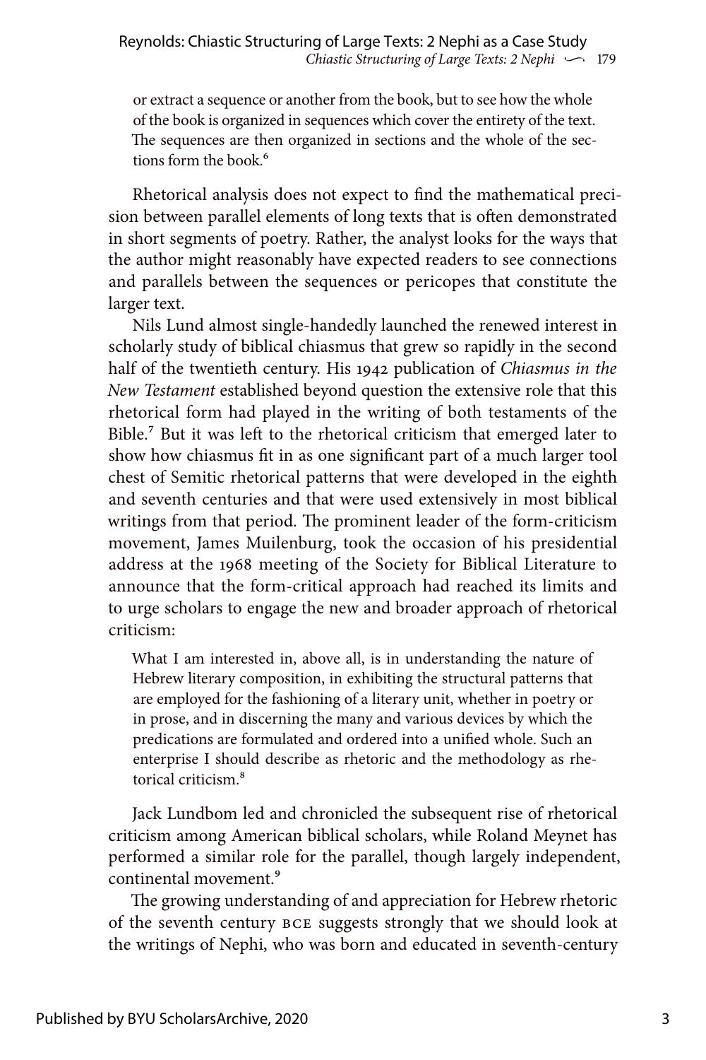or extract a sequence or another from the book, but to see how the whole of the book is organized in sequences which cover the entirety of the text. The sequences are then organized in sections and the whole of the sections form the book.[6]

Rhetorical analysis does not expect to find the mathematical precision between parallel elements of long texts that is often demonstrated in short segments of poetry. Rather, the analyst looks for the ways that the author might reasonably have expected readers to see connections and parallels between the sequences or pericopes that constitute the larger text.

Nils Lund almost single-handedly launched the renewed interest in scholarly study of biblical chiasmus that grew so rapidly in the second half of the twentieth century. His 1942 publication of *Chiasmus in the New Testament* established beyond question the extensive role that this rhetorical form had played in the writing of both testaments of the Bible.[7] But it was left to the rhetorical criticism that emerged later to show how chiasmus fit in as one significant part of a much larger tool chest of Semitic rhetorical patterns that were developed in the eighth and seventh centuries and that were used extensively in most biblical writings from that period. The prominent leader of the form-criticism movement, James Muilenburg, took the occasion of his presidential address at the 1968 meeting of the Society for Biblical Literature to announce that the form-critical approach had reached its limits and to urge scholars to engage the new and broader approach of rhetorical criticism:

> What I am interested in, above all, is in understanding the nature of Hebrew literary composition, in exhibiting the structural patterns that are employed for the fashioning of a literary unit, whether in poetry or in prose, and in discerning the many and various devices by which the predications are formulated and ordered into a unified whole. Such an enterprise I should describe as rhetoric and the methodology as rhetorical criticism.[8]

Jack Lundbom led and chronicled the subsequent rise of rhetorical criticism among American biblical scholars, while Roland Meynet has performed a similar role for the parallel, though largely independent, continental movement.[9]

The growing understanding of and appreciation for Hebrew rhetoric of the seventh century BCE suggests strongly that we should look at the writings of Nephi, who was born and educated in seventh-century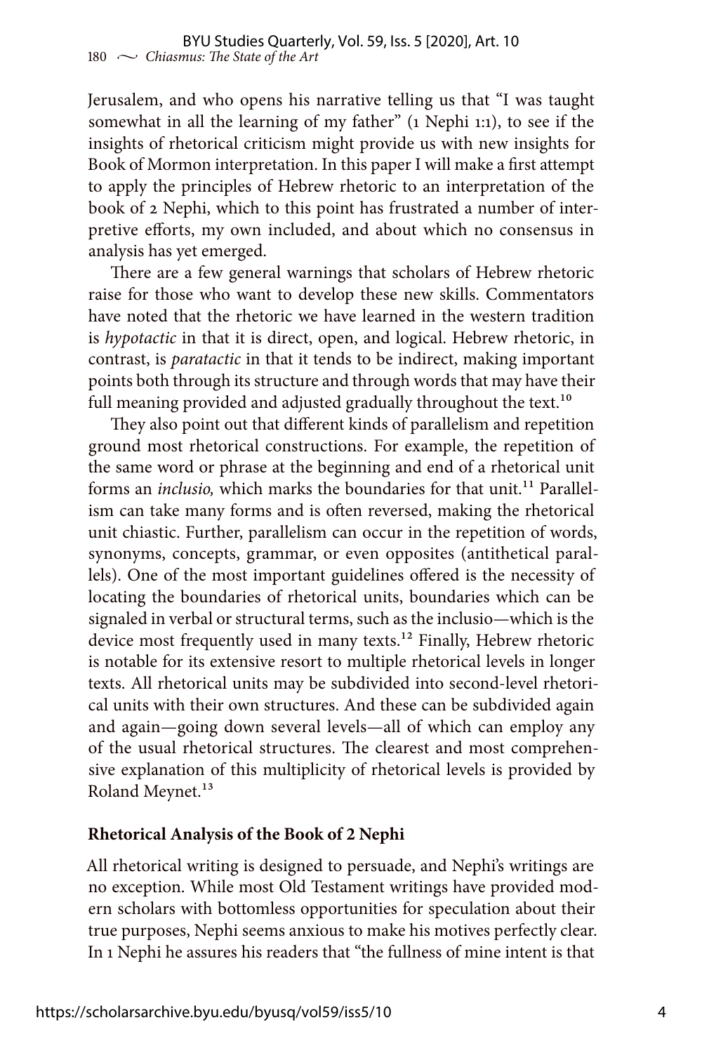Jerusalem, and who opens his narrative telling us that "I was taught somewhat in all the learning of my father" (1 Nephi 1:1), to see if the insights of rhetorical criticism might provide us with new insights for Book of Mormon interpretation. In this paper I will make a first attempt to apply the principles of Hebrew rhetoric to an interpretation of the book of 2 Nephi, which to this point has frustrated a number of interpretive efforts, my own included, and about which no consensus in analysis has yet emerged.

There are a few general warnings that scholars of Hebrew rhetoric raise for those who want to develop these new skills. Commentators have noted that the rhetoric we have learned in the western tradition is *hypotactic* in that it is direct, open, and logical. Hebrew rhetoric, in contrast, is *paratactic* in that it tends to be indirect, making important points both through its structure and through words that may have their full meaning provided and adjusted gradually throughout the text.[10]

They also point out that different kinds of parallelism and repetition ground most rhetorical constructions. For example, the repetition of the same word or phrase at the beginning and end of a rhetorical unit forms an *inclusio,* which marks the boundaries for that unit.[11] Parallelism can take many forms and is often reversed, making the rhetorical unit chiastic. Further, parallelism can occur in the repetition of words, synonyms, concepts, grammar, or even opposites (antithetical parallels). One of the most important guidelines offered is the necessity of locating the boundaries of rhetorical units, boundaries which can be signaled in verbal or structural terms, such as the inclusio—which is the device most frequently used in many texts.[12] Finally, Hebrew rhetoric is notable for its extensive resort to multiple rhetorical levels in longer texts. All rhetorical units may be subdivided into second-level rhetorical units with their own structures. And these can be subdivided again and again—going down several levels—all of which can employ any of the usual rhetorical structures. The clearest and most comprehensive explanation of this multiplicity of rhetorical levels is provided by Roland Meynet.[13]

## Rhetorical Analysis of the Book of 2 Nephi

All rhetorical writing is designed to persuade, and Nephi's writings are no exception. While most Old Testament writings have provided modern scholars with bottomless opportunities for speculation about their true purposes, Nephi seems anxious to make his motives perfectly clear. In 1 Nephi he assures his readers that "the fullness of mine intent is that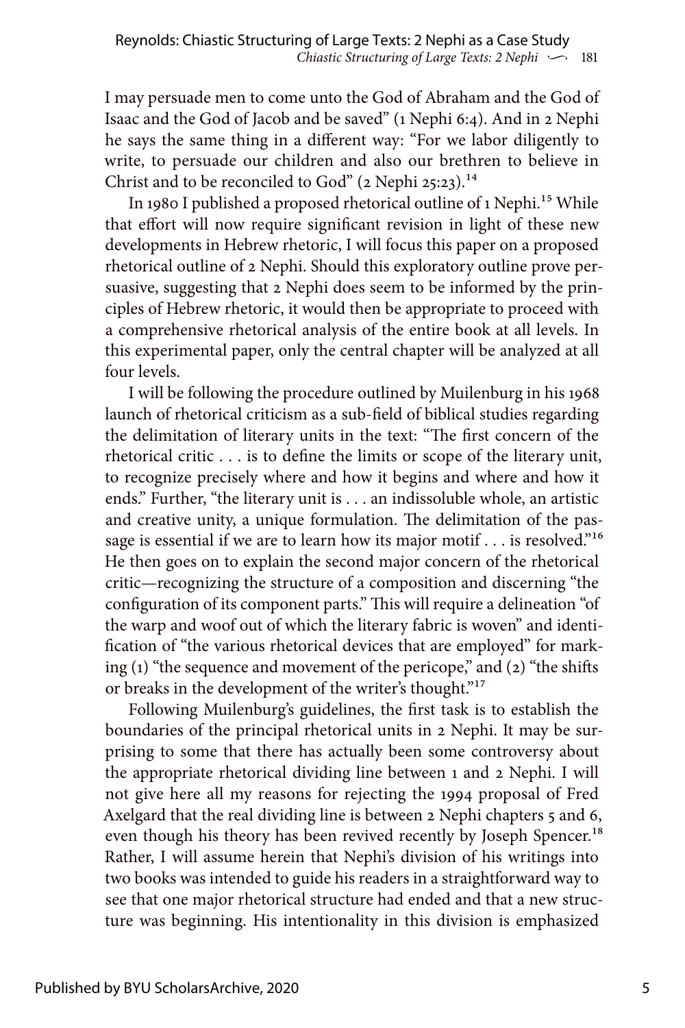I may persuade men to come unto the God of Abraham and the God of Isaac and the God of Jacob and be saved" (1 Nephi 6:4). And in 2 Nephi he says the same thing in a different way: "For we labor diligently to write, to persuade our children and also our brethren to believe in Christ and to be reconciled to God" (2 Nephi 25:23).[14]

In 1980 I published a proposed rhetorical outline of 1 Nephi.[15] While that effort will now require significant revision in light of these new developments in Hebrew rhetoric, I will focus this paper on a proposed rhetorical outline of 2 Nephi. Should this exploratory outline prove persuasive, suggesting that 2 Nephi does seem to be informed by the principles of Hebrew rhetoric, it would then be appropriate to proceed with a comprehensive rhetorical analysis of the entire book at all levels. In this experimental paper, only the central chapter will be analyzed at all four levels.

I will be following the procedure outlined by Muilenburg in his 1968 launch of rhetorical criticism as a sub-field of biblical studies regarding the delimitation of literary units in the text: "The first concern of the rhetorical critic . . . is to define the limits or scope of the literary unit, to recognize precisely where and how it begins and where and how it ends." Further, "the literary unit is . . . an indissoluble whole, an artistic and creative unity, a unique formulation. The delimitation of the passage is essential if we are to learn how its major motif . . . is resolved."[16] He then goes on to explain the second major concern of the rhetorical critic—recognizing the structure of a composition and discerning "the configuration of its component parts." This will require a delineation "of the warp and woof out of which the literary fabric is woven" and identification of "the various rhetorical devices that are employed" for marking (1) "the sequence and movement of the pericope," and (2) "the shifts or breaks in the development of the writer's thought."[17]

Following Muilenburg's guidelines, the first task is to establish the boundaries of the principal rhetorical units in 2 Nephi. It may be surprising to some that there has actually been some controversy about the appropriate rhetorical dividing line between 1 and 2 Nephi. I will not give here all my reasons for rejecting the 1994 proposal of Fred Axelgard that the real dividing line is between 2 Nephi chapters 5 and 6, even though his theory has been revived recently by Joseph Spencer.[18] Rather, I will assume herein that Nephi's division of his writings into two books was intended to guide his readers in a straightforward way to see that one major rhetorical structure had ended and that a new structure was beginning. His intentionality in this division is emphasized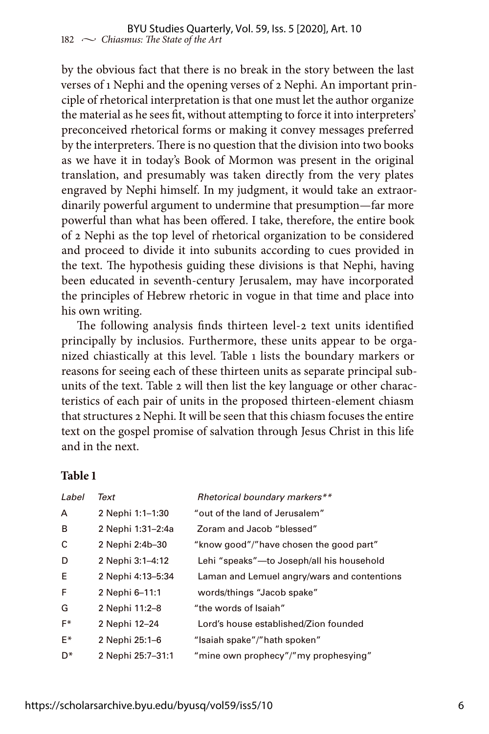by the obvious fact that there is no break in the story between the last verses of 1 Nephi and the opening verses of 2 Nephi. An important principle of rhetorical interpretation is that one must let the author organize the material as he sees fit, without attempting to force it into interpreters' preconceived rhetorical forms or making it convey messages preferred by the interpreters. There is no question that the division into two books as we have it in today's Book of Mormon was present in the original translation, and presumably was taken directly from the very plates engraved by Nephi himself. In my judgment, it would take an extraordinarily powerful argument to undermine that presumption—far more powerful than what has been offered. I take, therefore, the entire book of 2 Nephi as the top level of rhetorical organization to be considered and proceed to divide it into subunits according to cues provided in the text. The hypothesis guiding these divisions is that Nephi, having been educated in seventh-century Jerusalem, may have incorporated the principles of Hebrew rhetoric in vogue in that time and place into his own writing.

The following analysis finds thirteen level-2 text units identified principally by inclusios. Furthermore, these units appear to be organized chiastically at this level. Table 1 lists the boundary markers or reasons for seeing each of these thirteen units as separate principal subunits of the text. Table 2 will then list the key language or other characteristics of each pair of units in the proposed thirteen-element chiasm that structures 2 Nephi. It will be seen that this chiasm focuses the entire text on the gospel promise of salvation through Jesus Christ in this life and in the next.

**Table 1**

| *Label* | *Text* | *Rhetorical boundary markers*** |
|---|---|---|
| A | 2 Nephi 1:1–1:30 | "out of the land of Jerusalem" |
| B | 2 Nephi 1:31–2:4a | Zoram and Jacob "blessed" |
| C | 2 Nephi 2:4b–30 | "know good"/"have chosen the good part" |
| D | 2 Nephi 3:1–4:12 | Lehi "speaks"—to Joseph/all his household |
| E | 2 Nephi 4:13–5:34 | Laman and Lemuel angry/wars and contentions |
| F | 2 Nephi 6–11:1 | words/things "Jacob spake" |
| G | 2 Nephi 11:2–8 | "the words of Isaiah" |
| F* | 2 Nephi 12–24 | Lord's house established/Zion founded |
| E* | 2 Nephi 25:1–6 | "Isaiah spake"/"hath spoken" |
| D* | 2 Nephi 25:7–31:1 | "mine own prophecy"/"my prophesying" |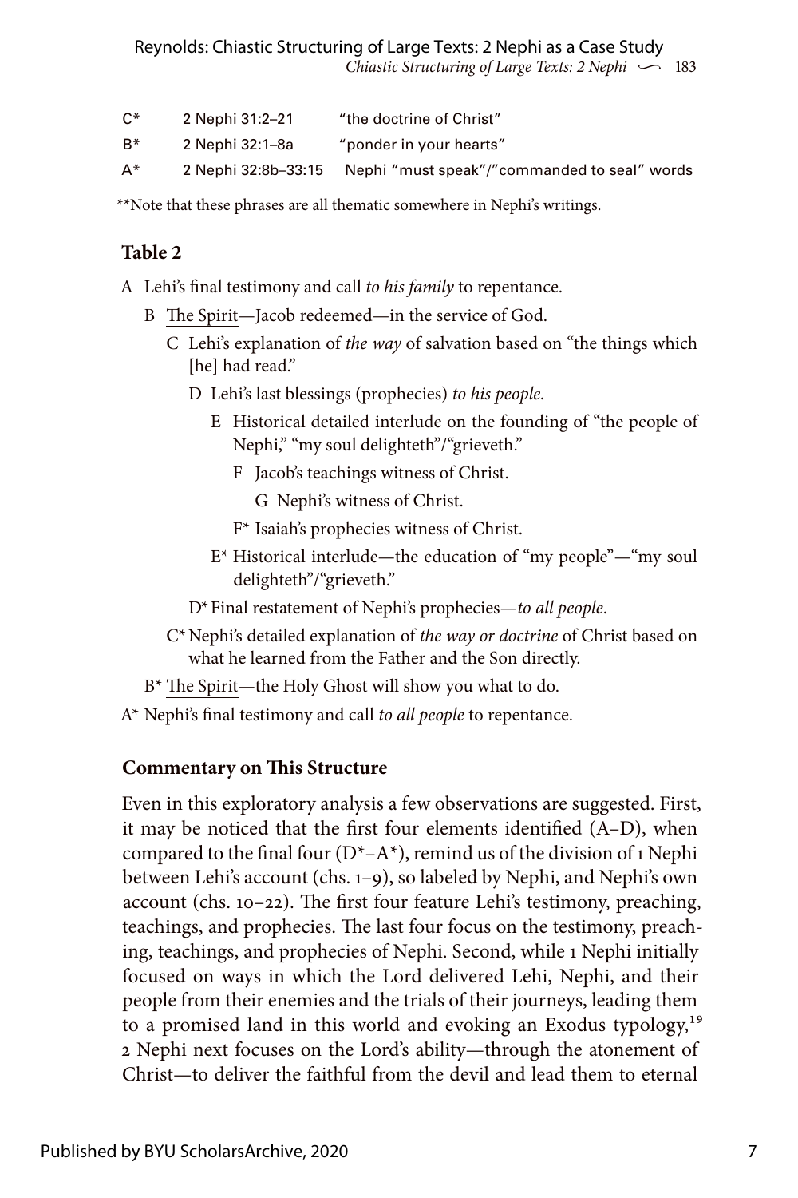| C* | 2 Nephi 31:2–21 | "the doctrine of Christ" |
|---|---|---|
| B* | 2 Nephi 32:1–8a | "ponder in your hearts" |
| A* | 2 Nephi 32:8b–33:15 | Nephi "must speak"/"commanded to seal" words |

**Note that these phrases are all thematic somewhere in Nephi's writings.

### Table 2

A Lehi's final testimony and call *to his family* to repentance.

- B The Spirit—Jacob redeemed—in the service of God.
  - C Lehi's explanation of *the way* of salvation based on "the things which [he] had read."
    - D Lehi's last blessings (prophecies) *to his people.*
      - E Historical detailed interlude on the founding of "the people of Nephi," "my soul delighteth"/"grieveth."
        - F Jacob's teachings witness of Christ.
          - G Nephi's witness of Christ.
        - F* Isaiah's prophecies witness of Christ.
      - E* Historical interlude—the education of "my people"—"my soul delighteth"/"grieveth."
    - D* Final restatement of Nephi's prophecies—*to all people*.
  - C* Nephi's detailed explanation of *the way or doctrine* of Christ based on what he learned from the Father and the Son directly.
- B* The Spirit—the Holy Ghost will show you what to do.

A* Nephi's final testimony and call *to all people* to repentance.

### Commentary on This Structure

Even in this exploratory analysis a few observations are suggested. First, it may be noticed that the first four elements identified (A–D), when compared to the final four (D*–A*), remind us of the division of 1 Nephi between Lehi's account (chs. 1–9), so labeled by Nephi, and Nephi's own account (chs. 10–22). The first four feature Lehi's testimony, preaching, teachings, and prophecies. The last four focus on the testimony, preaching, teachings, and prophecies of Nephi. Second, while 1 Nephi initially focused on ways in which the Lord delivered Lehi, Nephi, and their people from their enemies and the trials of their journeys, leading them to a promised land in this world and evoking an Exodus typology,[19] 2 Nephi next focuses on the Lord's ability—through the atonement of Christ—to deliver the faithful from the devil and lead them to eternal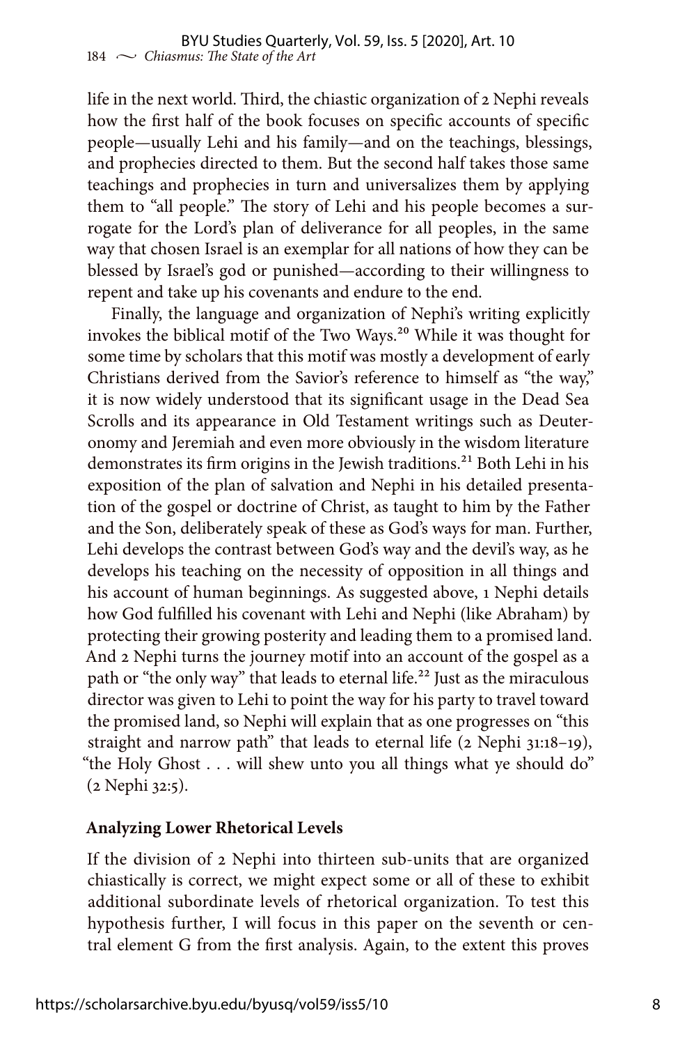life in the next world. Third, the chiastic organization of 2 Nephi reveals how the first half of the book focuses on specific accounts of specific people—usually Lehi and his family—and on the teachings, blessings, and prophecies directed to them. But the second half takes those same teachings and prophecies in turn and universalizes them by applying them to "all people." The story of Lehi and his people becomes a surrogate for the Lord's plan of deliverance for all peoples, in the same way that chosen Israel is an exemplar for all nations of how they can be blessed by Israel's god or punished—according to their willingness to repent and take up his covenants and endure to the end.

Finally, the language and organization of Nephi's writing explicitly invokes the biblical motif of the Two Ways.[20] While it was thought for some time by scholars that this motif was mostly a development of early Christians derived from the Savior's reference to himself as "the way," it is now widely understood that its significant usage in the Dead Sea Scrolls and its appearance in Old Testament writings such as Deuteronomy and Jeremiah and even more obviously in the wisdom literature demonstrates its firm origins in the Jewish traditions.[21] Both Lehi in his exposition of the plan of salvation and Nephi in his detailed presentation of the gospel or doctrine of Christ, as taught to him by the Father and the Son, deliberately speak of these as God's ways for man. Further, Lehi develops the contrast between God's way and the devil's way, as he develops his teaching on the necessity of opposition in all things and his account of human beginnings. As suggested above, 1 Nephi details how God fulfilled his covenant with Lehi and Nephi (like Abraham) by protecting their growing posterity and leading them to a promised land. And 2 Nephi turns the journey motif into an account of the gospel as a path or "the only way" that leads to eternal life.[22] Just as the miraculous director was given to Lehi to point the way for his party to travel toward the promised land, so Nephi will explain that as one progresses on "this straight and narrow path" that leads to eternal life (2 Nephi 31:18–19), "the Holy Ghost . . . will shew unto you all things what ye should do" (2 Nephi 32:5).

## Analyzing Lower Rhetorical Levels

If the division of 2 Nephi into thirteen sub-units that are organized chiastically is correct, we might expect some or all of these to exhibit additional subordinate levels of rhetorical organization. To test this hypothesis further, I will focus in this paper on the seventh or central element G from the first analysis. Again, to the extent this proves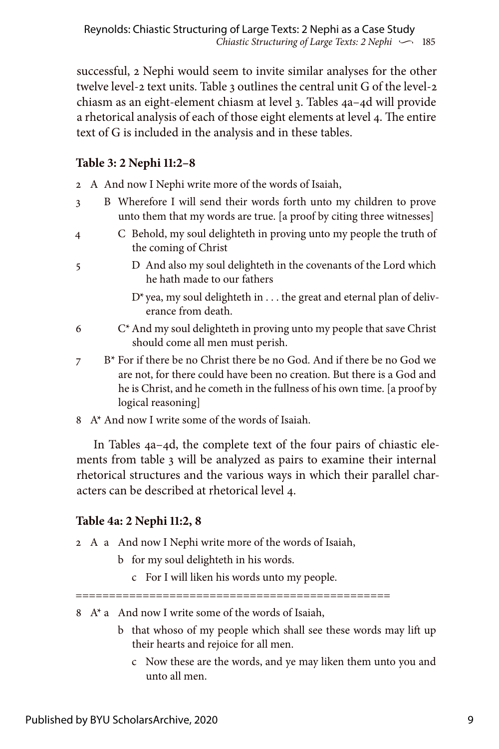successful, 2 Nephi would seem to invite similar analyses for the other twelve level-2 text units. Table 3 outlines the central unit G of the level-2 chiasm as an eight-element chiasm at level 3. Tables 4a–4d will provide a rhetorical analysis of each of those eight elements at level 4. The entire text of G is included in the analysis and in these tables.

**Table 3: 2 Nephi 11:2–8**

2 A And now I Nephi write more of the words of Isaiah,

3 &nbsp;&nbsp;&nbsp;&nbsp;B Wherefore I will send their words forth unto my children to prove unto them that my words are true. [a proof by citing three witnesses]

4 &nbsp;&nbsp;&nbsp;&nbsp;&nbsp;&nbsp;&nbsp;&nbsp;C Behold, my soul delighteth in proving unto my people the truth of the coming of Christ

5 &nbsp;&nbsp;&nbsp;&nbsp;&nbsp;&nbsp;&nbsp;&nbsp;&nbsp;&nbsp;&nbsp;&nbsp;D And also my soul delighteth in the covenants of the Lord which he hath made to our fathers

&nbsp;&nbsp;&nbsp;&nbsp;&nbsp;&nbsp;&nbsp;&nbsp;&nbsp;&nbsp;&nbsp;&nbsp;&nbsp;&nbsp;&nbsp;D* yea, my soul delighteth in . . . the great and eternal plan of deliverance from death.

6 &nbsp;&nbsp;&nbsp;&nbsp;&nbsp;&nbsp;&nbsp;&nbsp;C* And my soul delighteth in proving unto my people that save Christ should come all men must perish.

7 &nbsp;&nbsp;&nbsp;&nbsp;B* For if there be no Christ there be no God. And if there be no God we are not, for there could have been no creation. But there is a God and he is Christ, and he cometh in the fullness of his own time. [a proof by logical reasoning]

8 A* And now I write some of the words of Isaiah.

In Tables 4a–4d, the complete text of the four pairs of chiastic elements from table 3 will be analyzed as pairs to examine their internal rhetorical structures and the various ways in which their parallel characters can be described at rhetorical level 4.

**Table 4a: 2 Nephi 11:2, 8**

2 A a And now I Nephi write more of the words of Isaiah,

&nbsp;&nbsp;&nbsp;&nbsp;&nbsp;&nbsp;&nbsp;&nbsp;b for my soul delighteth in his words.

&nbsp;&nbsp;&nbsp;&nbsp;&nbsp;&nbsp;&nbsp;&nbsp;&nbsp;&nbsp;&nbsp;&nbsp;c For I will liken his words unto my people.

==============================================

8 A* a And now I write some of the words of Isaiah,

&nbsp;&nbsp;&nbsp;&nbsp;&nbsp;&nbsp;&nbsp;&nbsp;b that whoso of my people which shall see these words may lift up their hearts and rejoice for all men.

&nbsp;&nbsp;&nbsp;&nbsp;&nbsp;&nbsp;&nbsp;&nbsp;&nbsp;&nbsp;&nbsp;&nbsp;c Now these are the words, and ye may liken them unto you and unto all men.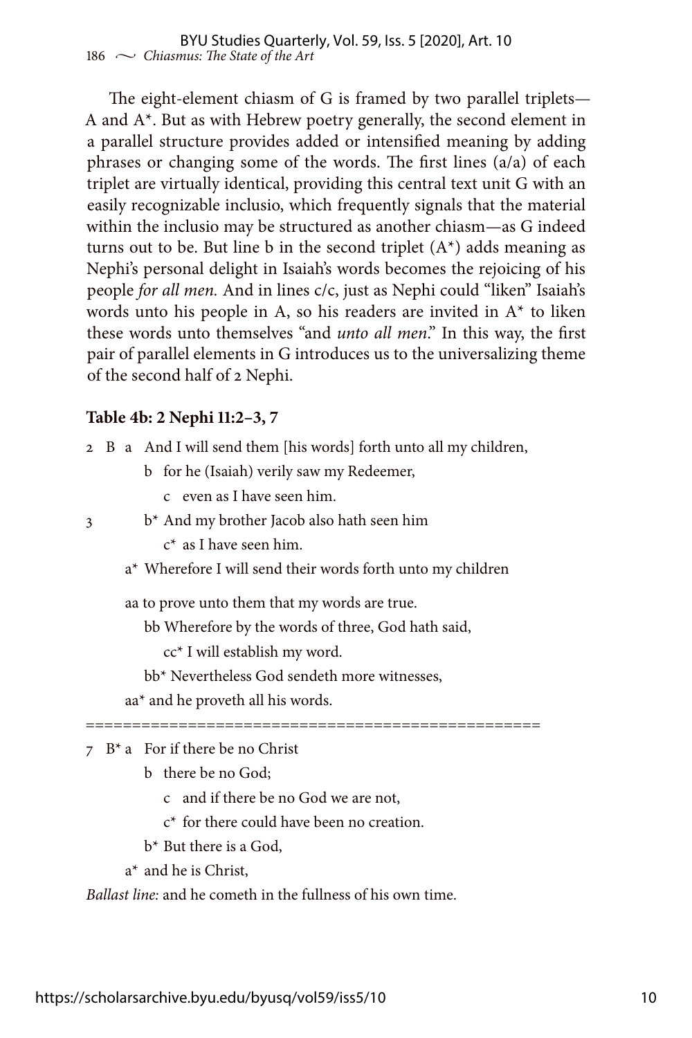The eight-element chiasm of G is framed by two parallel triplets—A and A*. But as with Hebrew poetry generally, the second element in a parallel structure provides added or intensified meaning by adding phrases or changing some of the words. The first lines (a/a) of each triplet are virtually identical, providing this central text unit G with an easily recognizable inclusio, which frequently signals that the material within the inclusio may be structured as another chiasm—as G indeed turns out to be. But line b in the second triplet (A*) adds meaning as Nephi's personal delight in Isaiah's words becomes the rejoicing of his people *for all men.* And in lines c/c, just as Nephi could "liken" Isaiah's words unto his people in A, so his readers are invited in A* to liken these words unto themselves "and *unto all men*." In this way, the first pair of parallel elements in G introduces us to the universalizing theme of the second half of 2 Nephi.

**Table 4b: 2 Nephi 11:2–3, 7**

2 B a And I will send them [his words] forth unto all my children,
  b for he (Isaiah) verily saw my Redeemer,
   c even as I have seen him.
3  b* And my brother Jacob also hath seen him
   c* as I have seen him.
  a* Wherefore I will send their words forth unto my children

  aa to prove unto them that my words are true.
   bb Wherefore by the words of three, God hath said,
    cc* I will establish my word.
   bb* Nevertheless God sendeth more witnesses,
  aa* and he proveth all his words.

==================================================

7 B* a For if there be no Christ
  b there be no God;
   c and if there be no God we are not,
   c* for there could have been no creation.
  b* But there is a God,
 a* and he is Christ,

*Ballast line:* and he cometh in the fullness of his own time.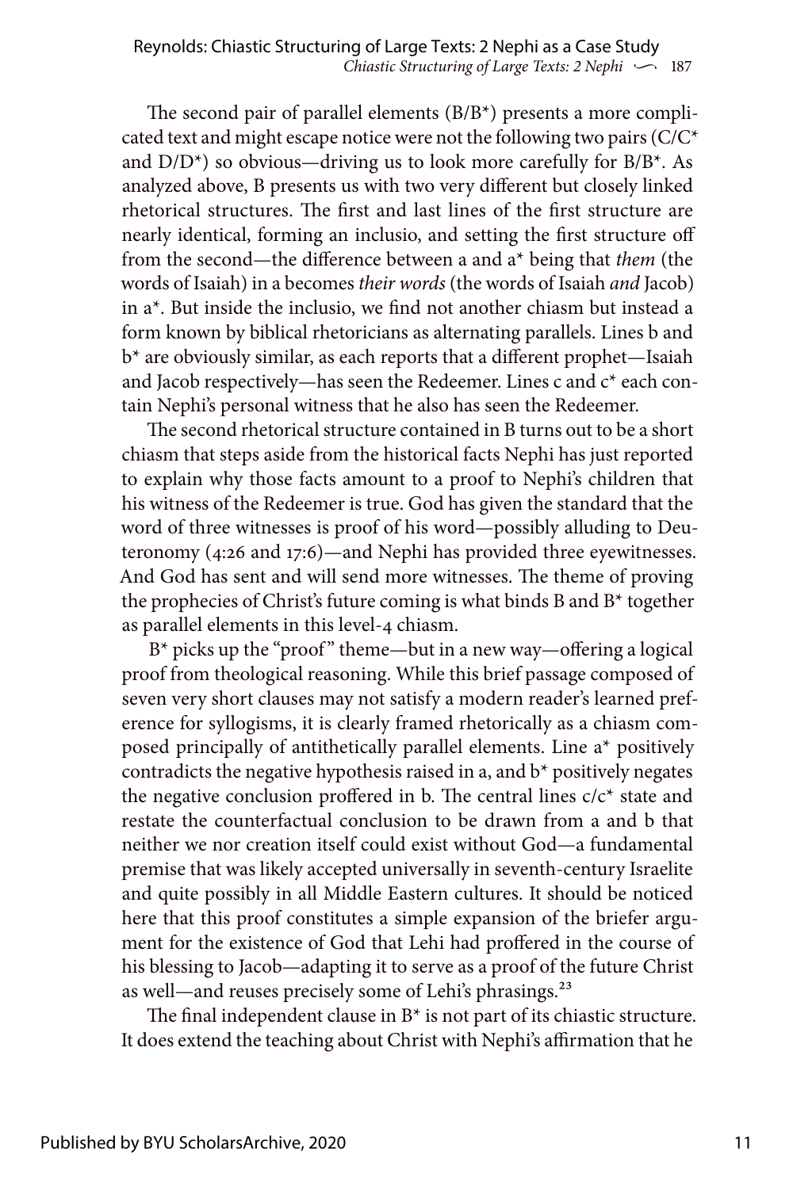The second pair of parallel elements (B/B*) presents a more complicated text and might escape notice were not the following two pairs (C/C* and D/D*) so obvious—driving us to look more carefully for B/B*. As analyzed above, B presents us with two very different but closely linked rhetorical structures. The first and last lines of the first structure are nearly identical, forming an inclusio, and setting the first structure off from the second—the difference between a and a* being that *them* (the words of Isaiah) in a becomes *their words* (the words of Isaiah *and* Jacob) in a*. But inside the inclusio, we find not another chiasm but instead a form known by biblical rhetoricians as alternating parallels. Lines b and b* are obviously similar, as each reports that a different prophet—Isaiah and Jacob respectively—has seen the Redeemer. Lines c and c* each contain Nephi's personal witness that he also has seen the Redeemer.

The second rhetorical structure contained in B turns out to be a short chiasm that steps aside from the historical facts Nephi has just reported to explain why those facts amount to a proof to Nephi's children that his witness of the Redeemer is true. God has given the standard that the word of three witnesses is proof of his word—possibly alluding to Deuteronomy (4:26 and 17:6)—and Nephi has provided three eyewitnesses. And God has sent and will send more witnesses. The theme of proving the prophecies of Christ's future coming is what binds B and B* together as parallel elements in this level-4 chiasm.

B* picks up the "proof" theme—but in a new way—offering a logical proof from theological reasoning. While this brief passage composed of seven very short clauses may not satisfy a modern reader's learned preference for syllogisms, it is clearly framed rhetorically as a chiasm composed principally of antithetically parallel elements. Line a* positively contradicts the negative hypothesis raised in a, and b* positively negates the negative conclusion proffered in b. The central lines c/c* state and restate the counterfactual conclusion to be drawn from a and b that neither we nor creation itself could exist without God—a fundamental premise that was likely accepted universally in seventh-century Israelite and quite possibly in all Middle Eastern cultures. It should be noticed here that this proof constitutes a simple expansion of the briefer argument for the existence of God that Lehi had proffered in the course of his blessing to Jacob—adapting it to serve as a proof of the future Christ as well—and reuses precisely some of Lehi's phrasings.[23]

The final independent clause in B* is not part of its chiastic structure. It does extend the teaching about Christ with Nephi's affirmation that he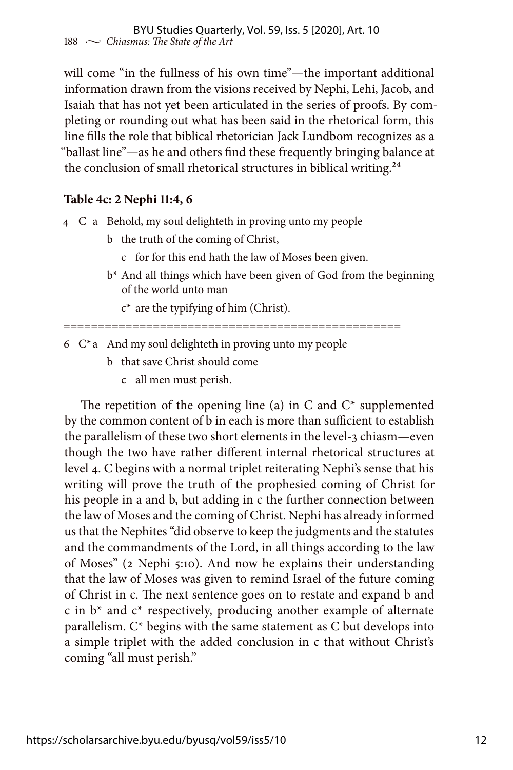will come "in the fullness of his own time"—the important additional information drawn from the visions received by Nephi, Lehi, Jacob, and Isaiah that has not yet been articulated in the series of proofs. By completing or rounding out what has been said in the rhetorical form, this line fills the role that biblical rhetorician Jack Lundbom recognizes as a "ballast line"—as he and others find these frequently bringing balance at the conclusion of small rhetorical structures in biblical writing.[24]

**Table 4c: 2 Nephi 11:4, 6**

4 C a Behold, my soul delighteth in proving unto my people
  b the truth of the coming of Christ,
    c for for this end hath the law of Moses been given.
  b* And all things which have been given of God from the beginning of the world unto man
    c* are the typifying of him (Christ).

==================================================

6 C* a And my soul delighteth in proving unto my people
  b that save Christ should come
    c all men must perish.

The repetition of the opening line (a) in C and C* supplemented by the common content of b in each is more than sufficient to establish the parallelism of these two short elements in the level-3 chiasm—even though the two have rather different internal rhetorical structures at level 4. C begins with a normal triplet reiterating Nephi's sense that his writing will prove the truth of the prophesied coming of Christ for his people in a and b, but adding in c the further connection between the law of Moses and the coming of Christ. Nephi has already informed us that the Nephites "did observe to keep the judgments and the statutes and the commandments of the Lord, in all things according to the law of Moses" (2 Nephi 5:10). And now he explains their understanding that the law of Moses was given to remind Israel of the future coming of Christ in c. The next sentence goes on to restate and expand b and c in b* and c* respectively, producing another example of alternate parallelism. C* begins with the same statement as C but develops into a simple triplet with the added conclusion in c that without Christ's coming "all must perish."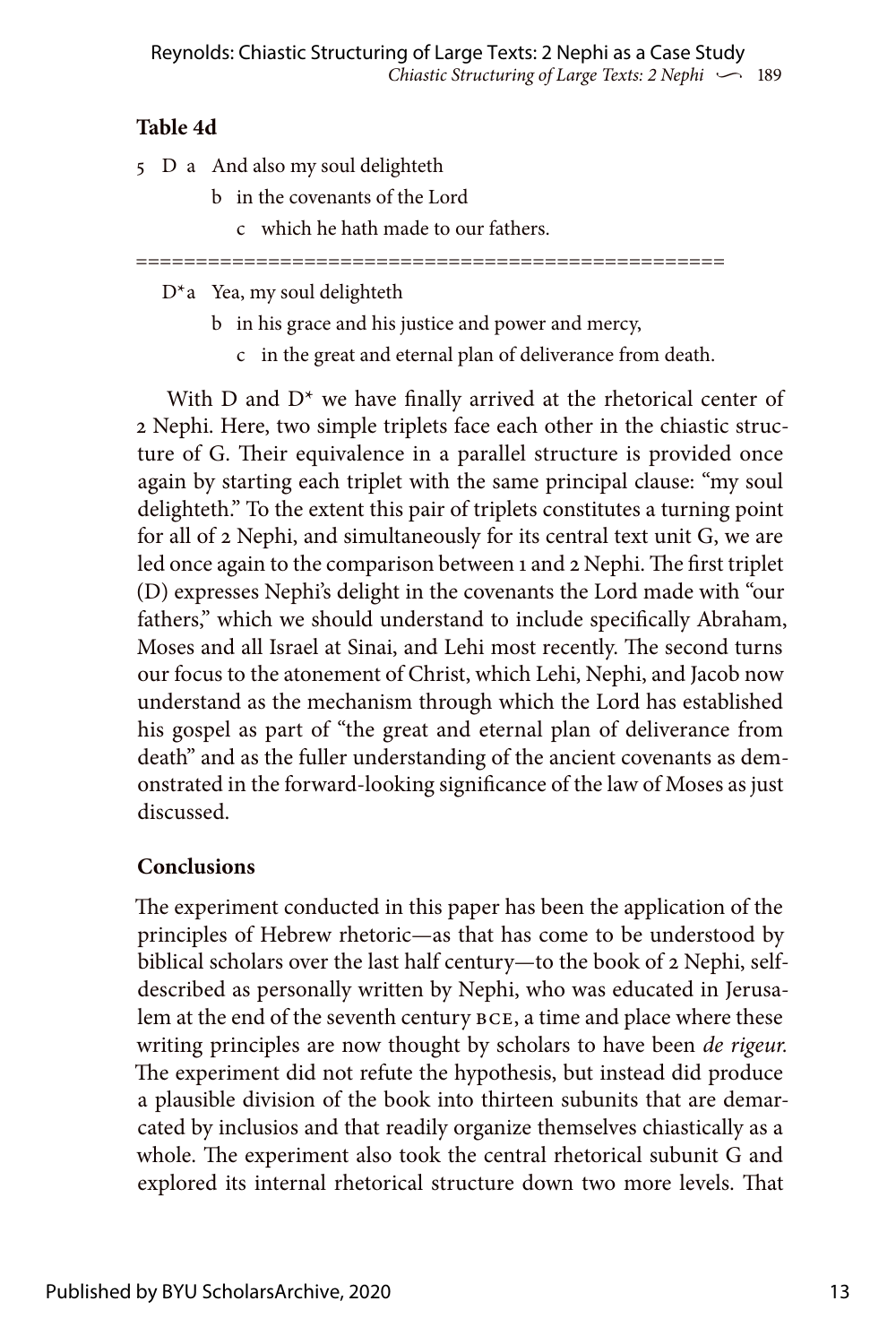**Table 4d**

5 D a And also my soul delighteth

  b in the covenants of the Lord

    c which he hath made to our fathers.

==================================================

D*a Yea, my soul delighteth

  b in his grace and his justice and power and mercy,

    c in the great and eternal plan of deliverance from death.

With D and D* we have finally arrived at the rhetorical center of 2 Nephi. Here, two simple triplets face each other in the chiastic structure of G. Their equivalence in a parallel structure is provided once again by starting each triplet with the same principal clause: "my soul delighteth." To the extent this pair of triplets constitutes a turning point for all of 2 Nephi, and simultaneously for its central text unit G, we are led once again to the comparison between 1 and 2 Nephi. The first triplet (D) expresses Nephi's delight in the covenants the Lord made with "our fathers," which we should understand to include specifically Abraham, Moses and all Israel at Sinai, and Lehi most recently. The second turns our focus to the atonement of Christ, which Lehi, Nephi, and Jacob now understand as the mechanism through which the Lord has established his gospel as part of "the great and eternal plan of deliverance from death" and as the fuller understanding of the ancient covenants as demonstrated in the forward-looking significance of the law of Moses as just discussed.

## Conclusions

The experiment conducted in this paper has been the application of the principles of Hebrew rhetoric—as that has come to be understood by biblical scholars over the last half century—to the book of 2 Nephi, self-described as personally written by Nephi, who was educated in Jerusalem at the end of the seventh century BCE, a time and place where these writing principles are now thought by scholars to have been *de rigeur.* The experiment did not refute the hypothesis, but instead did produce a plausible division of the book into thirteen subunits that are demarcated by inclusios and that readily organize themselves chiastically as a whole. The experiment also took the central rhetorical subunit G and explored its internal rhetorical structure down two more levels. That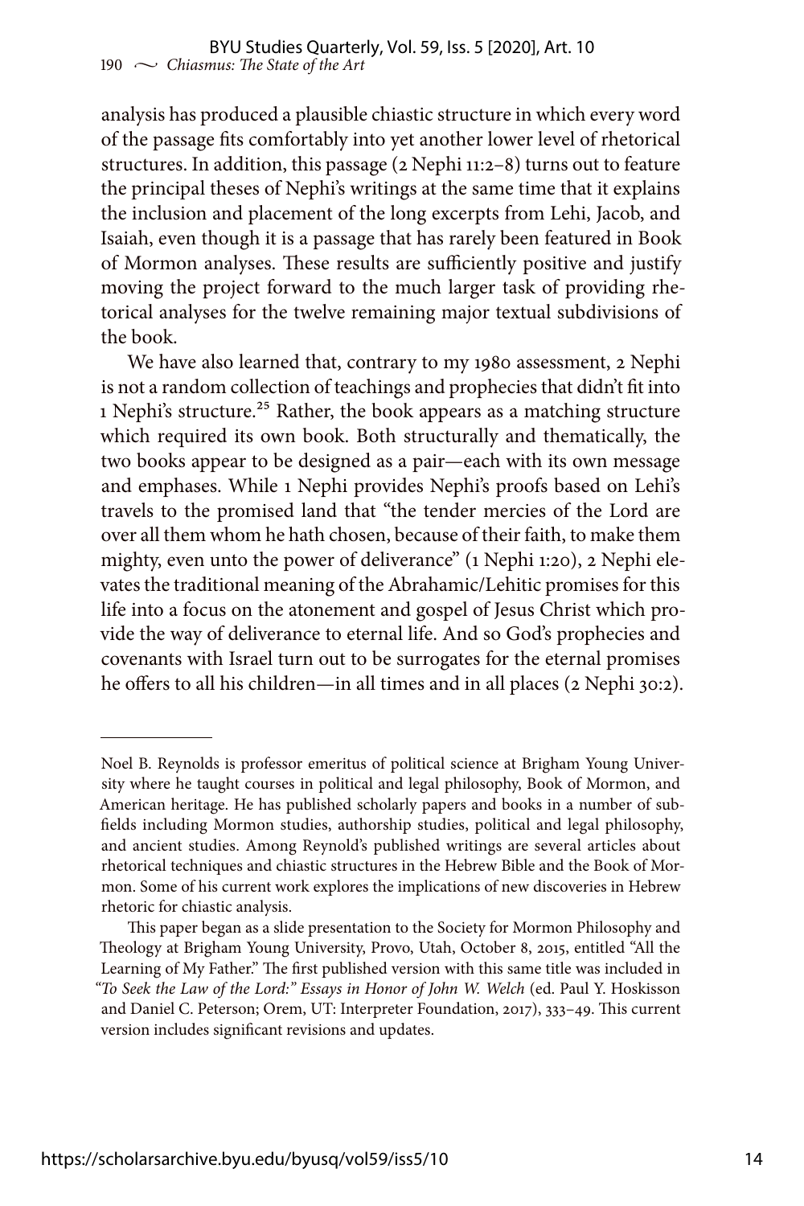analysis has produced a plausible chiastic structure in which every word of the passage fits comfortably into yet another lower level of rhetorical structures. In addition, this passage (2 Nephi 11:2–8) turns out to feature the principal theses of Nephi's writings at the same time that it explains the inclusion and placement of the long excerpts from Lehi, Jacob, and Isaiah, even though it is a passage that has rarely been featured in Book of Mormon analyses. These results are sufficiently positive and justify moving the project forward to the much larger task of providing rhetorical analyses for the twelve remaining major textual subdivisions of the book.

We have also learned that, contrary to my 1980 assessment, 2 Nephi is not a random collection of teachings and prophecies that didn't fit into 1 Nephi's structure.[25] Rather, the book appears as a matching structure which required its own book. Both structurally and thematically, the two books appear to be designed as a pair—each with its own message and emphases. While 1 Nephi provides Nephi's proofs based on Lehi's travels to the promised land that "the tender mercies of the Lord are over all them whom he hath chosen, because of their faith, to make them mighty, even unto the power of deliverance" (1 Nephi 1:20), 2 Nephi elevates the traditional meaning of the Abrahamic/Lehitic promises for this life into a focus on the atonement and gospel of Jesus Christ which provide the way of deliverance to eternal life. And so God's prophecies and covenants with Israel turn out to be surrogates for the eternal promises he offers to all his children—in all times and in all places (2 Nephi 30:2).

---

Noel B. Reynolds is professor emeritus of political science at Brigham Young University where he taught courses in political and legal philosophy, Book of Mormon, and American heritage. He has published scholarly papers and books in a number of subfields including Mormon studies, authorship studies, political and legal philosophy, and ancient studies. Among Reynold's published writings are several articles about rhetorical techniques and chiastic structures in the Hebrew Bible and the Book of Mormon. Some of his current work explores the implications of new discoveries in Hebrew rhetoric for chiastic analysis.

This paper began as a slide presentation to the Society for Mormon Philosophy and Theology at Brigham Young University, Provo, Utah, October 8, 2015, entitled "All the Learning of My Father." The first published version with this same title was included in *"To Seek the Law of the Lord:" Essays in Honor of John W. Welch* (ed. Paul Y. Hoskisson and Daniel C. Peterson; Orem, UT: Interpreter Foundation, 2017), 333–49. This current version includes significant revisions and updates.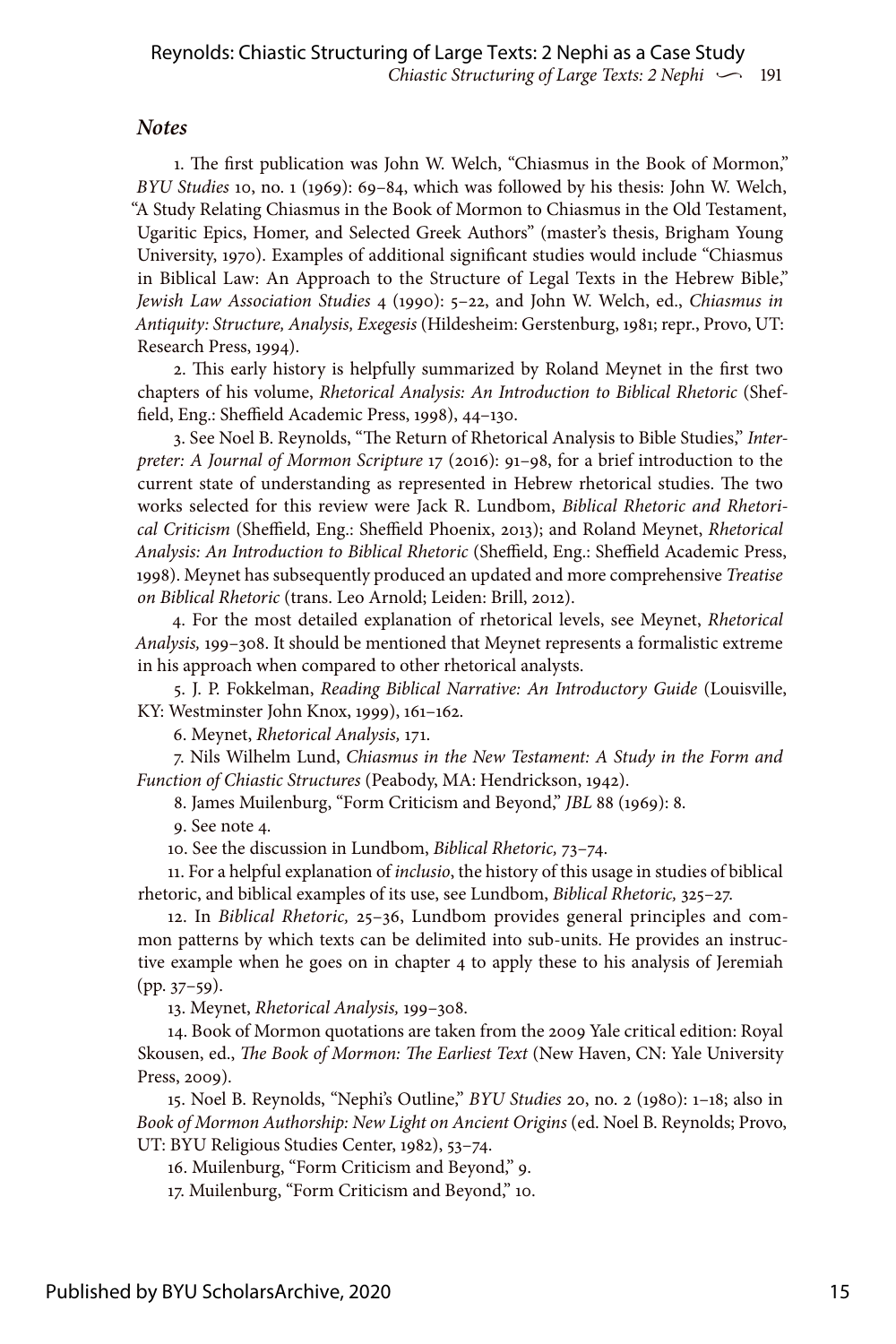## *Notes*

1. The first publication was John W. Welch, "Chiasmus in the Book of Mormon," *BYU Studies* 10, no. 1 (1969): 69–84, which was followed by his thesis: John W. Welch, "A Study Relating Chiasmus in the Book of Mormon to Chiasmus in the Old Testament, Ugaritic Epics, Homer, and Selected Greek Authors" (master's thesis, Brigham Young University, 1970). Examples of additional significant studies would include "Chiasmus in Biblical Law: An Approach to the Structure of Legal Texts in the Hebrew Bible," *Jewish Law Association Studies* 4 (1990): 5–22, and John W. Welch, ed., *Chiasmus in Antiquity: Structure, Analysis, Exegesis* (Hildesheim: Gerstenburg, 1981; repr., Provo, UT: Research Press, 1994).

2. This early history is helpfully summarized by Roland Meynet in the first two chapters of his volume, *Rhetorical Analysis: An Introduction to Biblical Rhetoric* (Sheffield, Eng.: Sheffield Academic Press, 1998), 44–130.

3. See Noel B. Reynolds, "The Return of Rhetorical Analysis to Bible Studies," *Interpreter: A Journal of Mormon Scripture* 17 (2016): 91–98, for a brief introduction to the current state of understanding as represented in Hebrew rhetorical studies. The two works selected for this review were Jack R. Lundbom, *Biblical Rhetoric and Rhetorical Criticism* (Sheffield, Eng.: Sheffield Phoenix, 2013); and Roland Meynet, *Rhetorical Analysis: An Introduction to Biblical Rhetoric* (Sheffield, Eng.: Sheffield Academic Press, 1998). Meynet has subsequently produced an updated and more comprehensive *Treatise on Biblical Rhetoric* (trans. Leo Arnold; Leiden: Brill, 2012).

4. For the most detailed explanation of rhetorical levels, see Meynet, *Rhetorical Analysis,* 199–308. It should be mentioned that Meynet represents a formalistic extreme in his approach when compared to other rhetorical analysts.

5. J. P. Fokkelman, *Reading Biblical Narrative: An Introductory Guide* (Louisville, KY: Westminster John Knox, 1999), 161–162.

6. Meynet, *Rhetorical Analysis,* 171.

7. Nils Wilhelm Lund, *Chiasmus in the New Testament: A Study in the Form and Function of Chiastic Structures* (Peabody, MA: Hendrickson, 1942).

8. James Muilenburg, "Form Criticism and Beyond," *JBL* 88 (1969): 8.

9. See note 4.

10. See the discussion in Lundbom, *Biblical Rhetoric,* 73–74.

11. For a helpful explanation of *inclusio*, the history of this usage in studies of biblical rhetoric, and biblical examples of its use, see Lundbom, *Biblical Rhetoric,* 325–27.

12. In *Biblical Rhetoric,* 25–36, Lundbom provides general principles and common patterns by which texts can be delimited into sub-units. He provides an instructive example when he goes on in chapter 4 to apply these to his analysis of Jeremiah (pp. 37–59).

13. Meynet, *Rhetorical Analysis,* 199–308.

14. Book of Mormon quotations are taken from the 2009 Yale critical edition: Royal Skousen, ed., *The Book of Mormon: The Earliest Text* (New Haven, CN: Yale University Press, 2009).

15. Noel B. Reynolds, "Nephi's Outline," *BYU Studies* 20, no. 2 (1980): 1–18; also in *Book of Mormon Authorship: New Light on Ancient Origins* (ed. Noel B. Reynolds; Provo, UT: BYU Religious Studies Center, 1982), 53–74.

16. Muilenburg, "Form Criticism and Beyond," 9.

17. Muilenburg, "Form Criticism and Beyond," 10.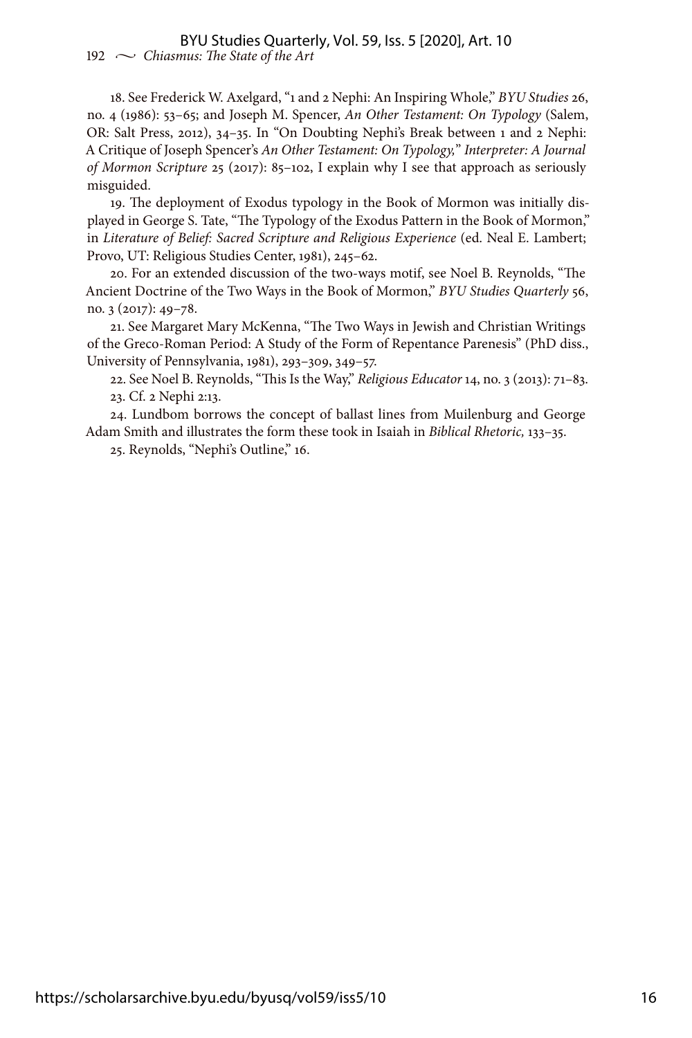18. See Frederick W. Axelgard, "1 and 2 Nephi: An Inspiring Whole," *BYU Studies* 26, no. 4 (1986): 53–65; and Joseph M. Spencer, *An Other Testament: On Typology* (Salem, OR: Salt Press, 2012), 34–35. In "On Doubting Nephi's Break between 1 and 2 Nephi: A Critique of Joseph Spencer's *An Other Testament: On Typology,*" *Interpreter: A Journal of Mormon Scripture* 25 (2017): 85–102, I explain why I see that approach as seriously misguided.

19. The deployment of Exodus typology in the Book of Mormon was initially displayed in George S. Tate, "The Typology of the Exodus Pattern in the Book of Mormon," in *Literature of Belief: Sacred Scripture and Religious Experience* (ed. Neal E. Lambert; Provo, UT: Religious Studies Center, 1981), 245–62.

20. For an extended discussion of the two-ways motif, see Noel B. Reynolds, "The Ancient Doctrine of the Two Ways in the Book of Mormon," *BYU Studies Quarterly* 56, no. 3 (2017): 49–78.

21. See Margaret Mary McKenna, "The Two Ways in Jewish and Christian Writings of the Greco-Roman Period: A Study of the Form of Repentance Parenesis" (PhD diss., University of Pennsylvania, 1981), 293–309, 349–57.

22. See Noel B. Reynolds, "This Is the Way," *Religious Educator* 14, no. 3 (2013): 71–83.

23. Cf. 2 Nephi 2:13.

24. Lundbom borrows the concept of ballast lines from Muilenburg and George Adam Smith and illustrates the form these took in Isaiah in *Biblical Rhetoric,* 133–35.

25. Reynolds, "Nephi's Outline," 16.